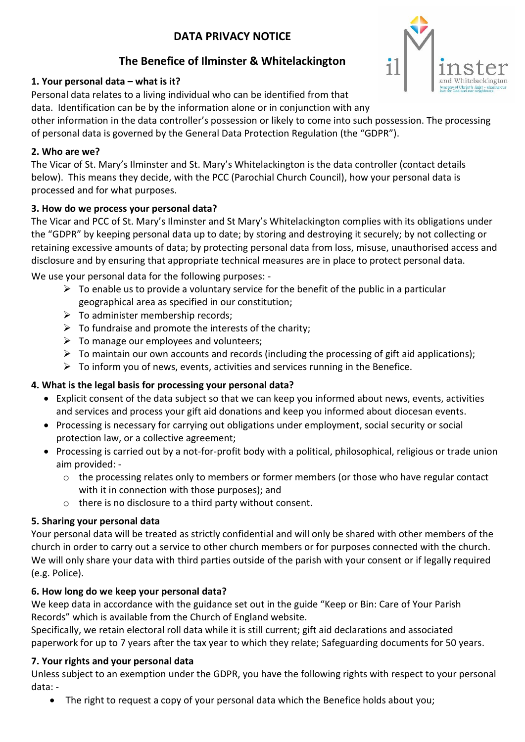# DATA PRIVACY NOTICE

## The Benefice of Ilminster & Whitelackington

### 1. Your personal data – what is it?

Personal data relates to a living individual who can be identified from that data. Identification can be by the information alone or in conjunction with any other information in the data controller's possession or likely to come into such possession. The processing of personal data is governed by the General Data Protection Regulation (the "GDPR").

### 2. Who are we?

The Vicar of St. Mary's Ilminster and St. Mary's Whitelackington is the data controller (contact details below). This means they decide, with the PCC (Parochial Church Council), how your personal data is processed and for what purposes.

### 3. How do we process your personal data?

The Vicar and PCC of St. Mary's Ilminster and St Mary's Whitelackington complies with its obligations under the "GDPR" by keeping personal data up to date; by storing and destroying it securely; by not collecting or retaining excessive amounts of data; by protecting personal data from loss, misuse, unauthorised access and disclosure and by ensuring that appropriate technical measures are in place to protect personal data.

We use your personal data for the following purposes: -

- To enable us to provide a voluntary service for the benefit of the public in a particular geographical area as specified in our constitution;
- To administer membership records;
- To fundraise and promote the interests of the charity;
- To manage our employees and volunteers;
- To maintain our own accounts and records (including the processing of gift aid applications);
- To inform you of news, events, activities and services running in the Benefice.

### 4. What is the legal basis for processing your personal data?

- Explicit consent of the data subject so that we can keep you informed about news, events, activities and services and process your gift aid donations and keep you informed about diocesan events.
- Processing is necessary for carrying out obligations under employment, social security or social protection law, or a collective agreement;
- Processing is carried out by a not-for-profit body with a political, philosophical, religious or trade union aim provided: -
  - the processing relates only to members or former members (or those who have regular contact with it in connection with those purposes); and
  - there is no disclosure to a third party without consent.

### 5. Sharing your personal data

Your personal data will be treated as strictly confidential and will only be shared with other members of the church in order to carry out a service to other church members or for purposes connected with the church. We will only share your data with third parties outside of the parish with your consent or if legally required (e.g. Police).

### 6. How long do we keep your personal data?

We keep data in accordance with the guidance set out in the guide "Keep or Bin: Care of Your Parish Records" which is available from the Church of England website.

Specifically, we retain electoral roll data while it is still current; gift aid declarations and associated paperwork for up to 7 years after the tax year to which they relate; Safeguarding documents for 50 years.

### 7. Your rights and your personal data

Unless subject to an exemption under the GDPR, you have the following rights with respect to your personal data: -

- The right to request a copy of your personal data which the Benefice holds about you;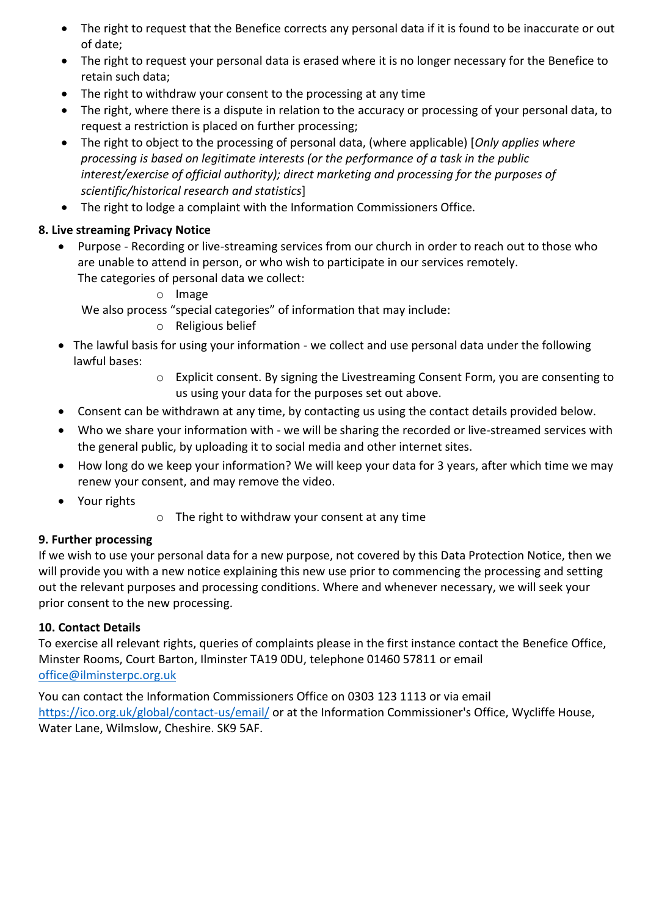- The right to request that the Benefice corrects any personal data if it is found to be inaccurate or out of date;
- The right to request your personal data is erased where it is no longer necessary for the Benefice to retain such data;
- The right to withdraw your consent to the processing at any time
- The right, where there is a dispute in relation to the accuracy or processing of your personal data, to request a restriction is placed on further processing;
- The right to object to the processing of personal data, (where applicable) [*Only applies where processing is based on legitimate interests (or the performance of a task in the public interest/exercise of official authority); direct marketing and processing for the purposes of scientific/historical research and statistics*]
- The right to lodge a complaint with the Information Commissioners Office.

**8. Live streaming Privacy Notice**

- Purpose - Recording or live-streaming services from our church in order to reach out to those who are unable to attend in person, or who wish to participate in our services remotely.
  The categories of personal data we collect:
  - Image

  We also process "special categories" of information that may include:
  - Religious belief
- The lawful basis for using your information - we collect and use personal data under the following lawful bases:
  - Explicit consent. By signing the Livestreaming Consent Form, you are consenting to us using your data for the purposes set out above.
- Consent can be withdrawn at any time, by contacting us using the contact details provided below.
- Who we share your information with - we will be sharing the recorded or live-streamed services with the general public, by uploading it to social media and other internet sites.
- How long do we keep your information? We will keep your data for 3 years, after which time we may renew your consent, and may remove the video.
- Your rights
  - The right to withdraw your consent at any time

**9. Further processing**

If we wish to use your personal data for a new purpose, not covered by this Data Protection Notice, then we will provide you with a new notice explaining this new use prior to commencing the processing and setting out the relevant purposes and processing conditions. Where and whenever necessary, we will seek your prior consent to the new processing.

**10. Contact Details**

To exercise all relevant rights, queries of complaints please in the first instance contact the Benefice Office, Minster Rooms, Court Barton, Ilminster TA19 0DU, telephone 01460 57811 or email office@ilminsterpc.org.uk

You can contact the Information Commissioners Office on 0303 123 1113 or via email https://ico.org.uk/global/contact-us/email/ or at the Information Commissioner's Office, Wycliffe House, Water Lane, Wilmslow, Cheshire. SK9 5AF.